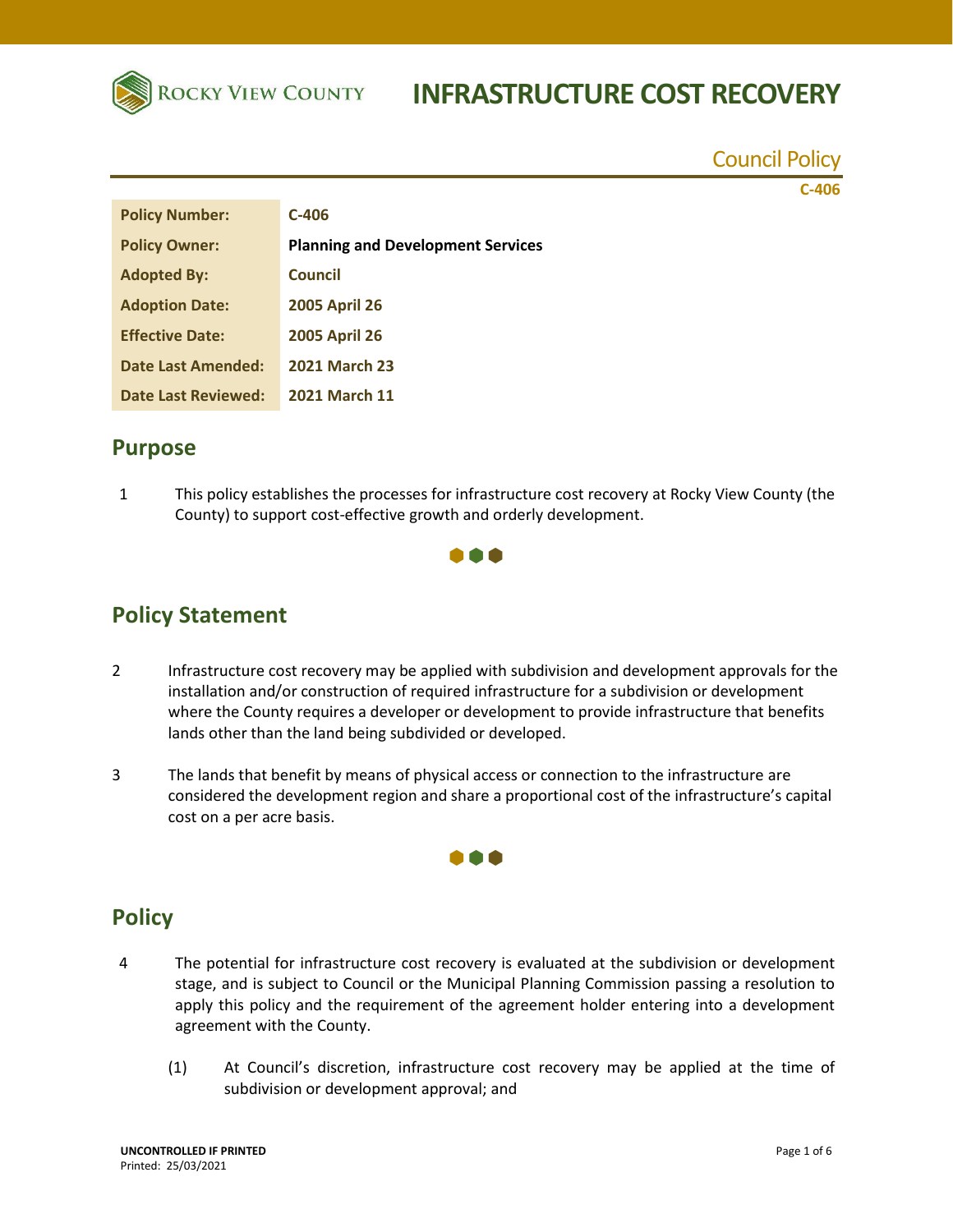# INFRASTRUCTURE COST RECOVERY

Council Policy

C-406

| Policy Number: | C-406 |
|---|---|
| Policy Owner: | Planning and Development Services |
| Adopted By: | Council |
| Adoption Date: | 2005 April 26 |
| Effective Date: | 2005 April 26 |
| Date Last Amended: | 2021 March 23 |
| Date Last Reviewed: | 2021 March 11 |

## Purpose

1 This policy establishes the processes for infrastructure cost recovery at Rocky View County (the County) to support cost-effective growth and orderly development.

## Policy Statement

2 Infrastructure cost recovery may be applied with subdivision and development approvals for the installation and/or construction of required infrastructure for a subdivision or development where the County requires a developer or development to provide infrastructure that benefits lands other than the land being subdivided or developed.

3 The lands that benefit by means of physical access or connection to the infrastructure are considered the development region and share a proportional cost of the infrastructure's capital cost on a per acre basis.

## Policy

4 The potential for infrastructure cost recovery is evaluated at the subdivision or development stage, and is subject to Council or the Municipal Planning Commission passing a resolution to apply this policy and the requirement of the agreement holder entering into a development agreement with the County.

(1) At Council's discretion, infrastructure cost recovery may be applied at the time of subdivision or development approval; and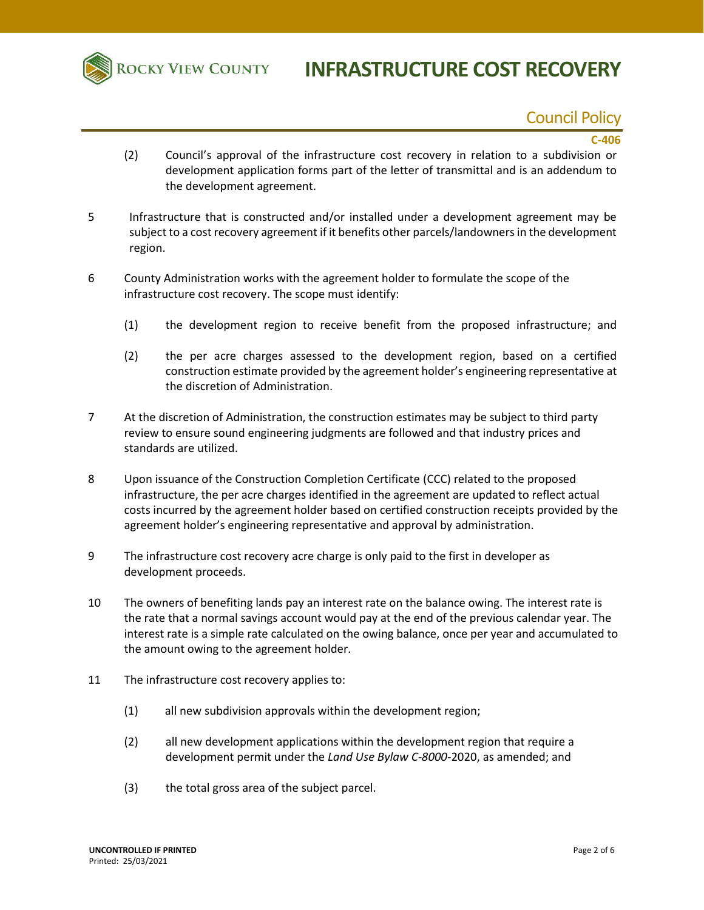(2) Council's approval of the infrastructure cost recovery in relation to a subdivision or development application forms part of the letter of transmittal and is an addendum to the development agreement.

5 Infrastructure that is constructed and/or installed under a development agreement may be subject to a cost recovery agreement if it benefits other parcels/landowners in the development region.

6 County Administration works with the agreement holder to formulate the scope of the infrastructure cost recovery. The scope must identify:

(1) the development region to receive benefit from the proposed infrastructure; and

(2) the per acre charges assessed to the development region, based on a certified construction estimate provided by the agreement holder's engineering representative at the discretion of Administration.

7 At the discretion of Administration, the construction estimates may be subject to third party review to ensure sound engineering judgments are followed and that industry prices and standards are utilized.

8 Upon issuance of the Construction Completion Certificate (CCC) related to the proposed infrastructure, the per acre charges identified in the agreement are updated to reflect actual costs incurred by the agreement holder based on certified construction receipts provided by the agreement holder's engineering representative and approval by administration.

9 The infrastructure cost recovery acre charge is only paid to the first in developer as development proceeds.

10 The owners of benefiting lands pay an interest rate on the balance owing. The interest rate is the rate that a normal savings account would pay at the end of the previous calendar year. The interest rate is a simple rate calculated on the owing balance, once per year and accumulated to the amount owing to the agreement holder.

11 The infrastructure cost recovery applies to:

(1) all new subdivision approvals within the development region;

(2) all new development applications within the development region that require a development permit under the *Land Use Bylaw C-8000*-2020, as amended; and

(3) the total gross area of the subject parcel.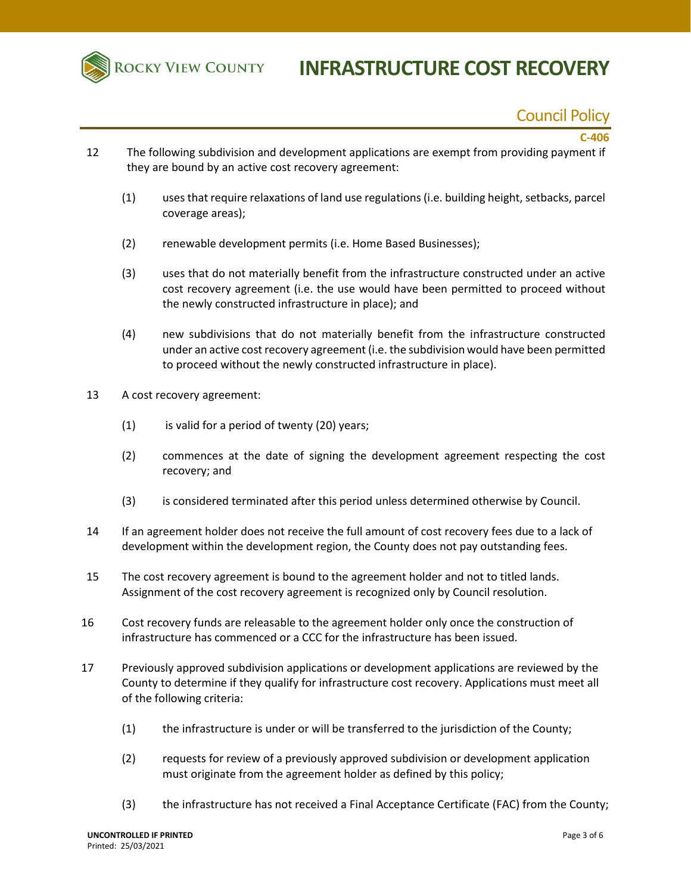12 The following subdivision and development applications are exempt from providing payment if they are bound by an active cost recovery agreement:

(1) uses that require relaxations of land use regulations (i.e. building height, setbacks, parcel coverage areas);

(2) renewable development permits (i.e. Home Based Businesses);

(3) uses that do not materially benefit from the infrastructure constructed under an active cost recovery agreement (i.e. the use would have been permitted to proceed without the newly constructed infrastructure in place); and

(4) new subdivisions that do not materially benefit from the infrastructure constructed under an active cost recovery agreement (i.e. the subdivision would have been permitted to proceed without the newly constructed infrastructure in place).

13 A cost recovery agreement:

(1) is valid for a period of twenty (20) years;

(2) commences at the date of signing the development agreement respecting the cost recovery; and

(3) is considered terminated after this period unless determined otherwise by Council.

14 If an agreement holder does not receive the full amount of cost recovery fees due to a lack of development within the development region, the County does not pay outstanding fees.

15 The cost recovery agreement is bound to the agreement holder and not to titled lands. Assignment of the cost recovery agreement is recognized only by Council resolution.

16 Cost recovery funds are releasable to the agreement holder only once the construction of infrastructure has commenced or a CCC for the infrastructure has been issued.

17 Previously approved subdivision applications or development applications are reviewed by the County to determine if they qualify for infrastructure cost recovery. Applications must meet all of the following criteria:

(1) the infrastructure is under or will be transferred to the jurisdiction of the County;

(2) requests for review of a previously approved subdivision or development application must originate from the agreement holder as defined by this policy;

(3) the infrastructure has not received a Final Acceptance Certificate (FAC) from the County;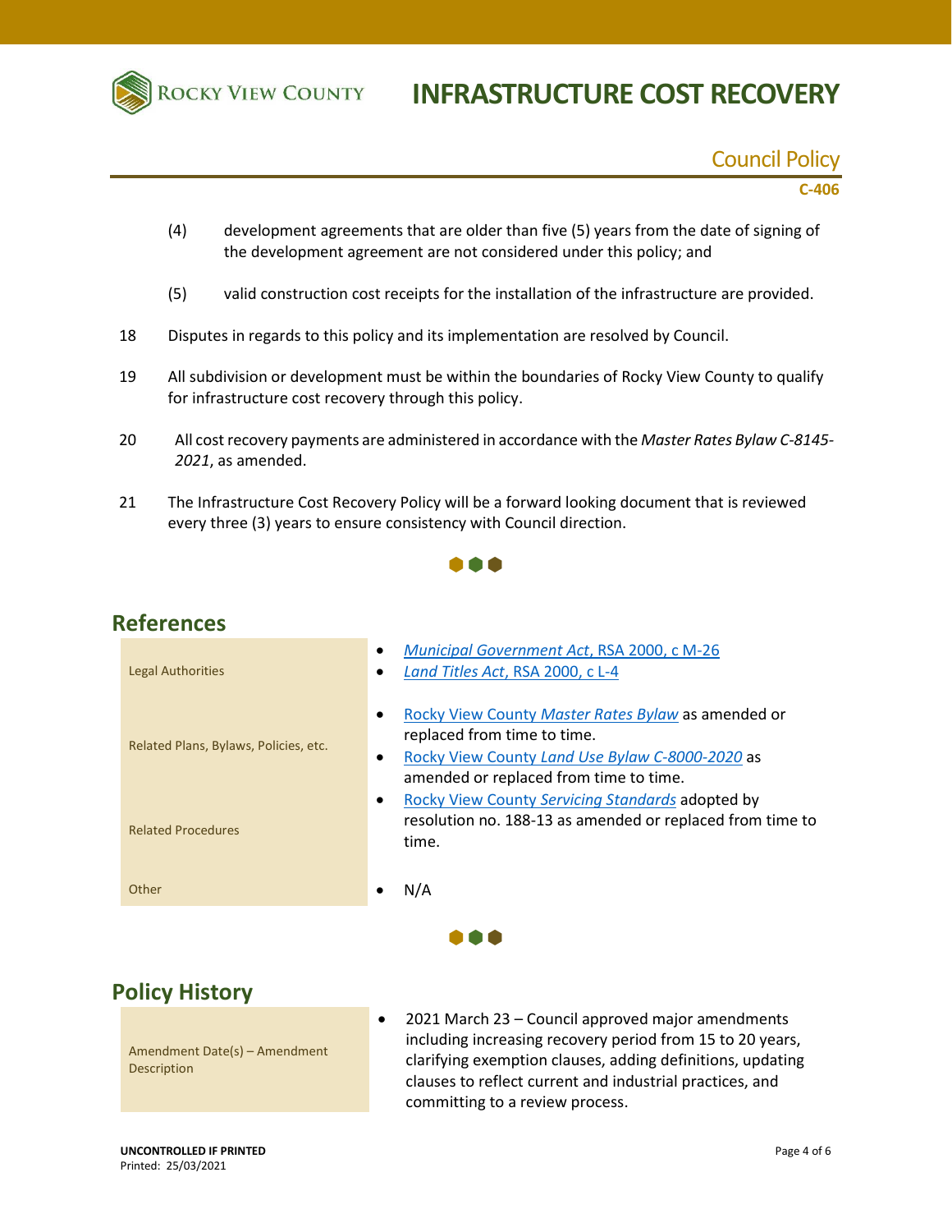(4) development agreements that are older than five (5) years from the date of signing of the development agreement are not considered under this policy; and

(5) valid construction cost receipts for the installation of the infrastructure are provided.

18 Disputes in regards to this policy and its implementation are resolved by Council.

19 All subdivision or development must be within the boundaries of Rocky View County to qualify for infrastructure cost recovery through this policy.

20 All cost recovery payments are administered in accordance with the *Master Rates Bylaw C-8145-2021*, as amended.

21 The Infrastructure Cost Recovery Policy will be a forward looking document that is reviewed every three (3) years to ensure consistency with Council direction.

## References

| | |
|---|---|
| Legal Authorities | • *Municipal Government Act*, RSA 2000, c M-26<br>• *Land Titles Act*, RSA 2000, c L-4 |
| Related Plans, Bylaws, Policies, etc. | • Rocky View County *Master Rates Bylaw* as amended or replaced from time to time.<br>• Rocky View County *Land Use Bylaw C-8000-2020* as amended or replaced from time to time.<br>• Rocky View County *Servicing Standards* adopted by resolution no. 188-13 as amended or replaced from time to time. |
| Related Procedures | |
| Other | • N/A |

## Policy History

| | |
|---|---|
| Amendment Date(s) – Amendment Description | • 2021 March 23 – Council approved major amendments including increasing recovery period from 15 to 20 years, clarifying exemption clauses, adding definitions, updating clauses to reflect current and industrial practices, and committing to a review process. |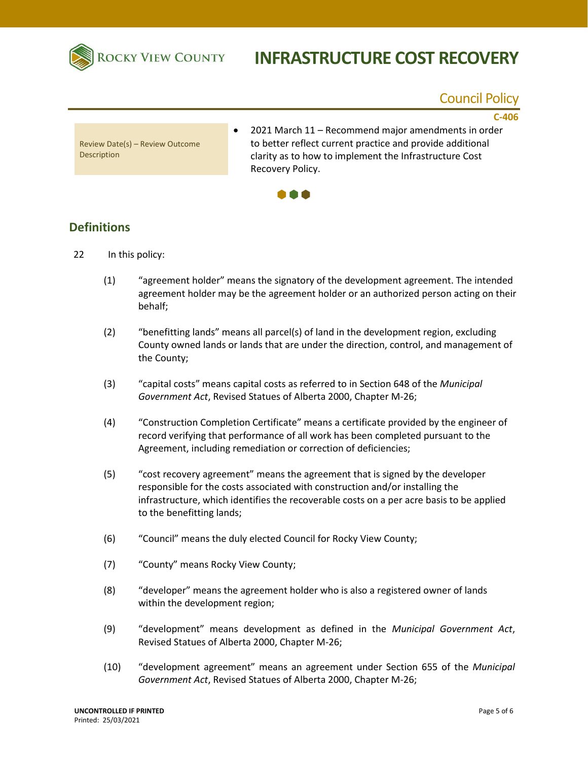| Review Date(s) – Review Outcome Description | • 2021 March 11 – Recommend major amendments in order to better reflect current practice and provide additional clarity as to how to implement the Infrastructure Cost Recovery Policy. |
| --- | --- |

## Definitions

22 In this policy:

(1) "agreement holder" means the signatory of the development agreement. The intended agreement holder may be the agreement holder or an authorized person acting on their behalf;

(2) "benefitting lands" means all parcel(s) of land in the development region, excluding County owned lands or lands that are under the direction, control, and management of the County;

(3) "capital costs" means capital costs as referred to in Section 648 of the *Municipal Government Act*, Revised Statues of Alberta 2000, Chapter M-26;

(4) "Construction Completion Certificate" means a certificate provided by the engineer of record verifying that performance of all work has been completed pursuant to the Agreement, including remediation or correction of deficiencies;

(5) "cost recovery agreement" means the agreement that is signed by the developer responsible for the costs associated with construction and/or installing the infrastructure, which identifies the recoverable costs on a per acre basis to be applied to the benefitting lands;

(6) "Council" means the duly elected Council for Rocky View County;

(7) "County" means Rocky View County;

(8) "developer" means the agreement holder who is also a registered owner of lands within the development region;

(9) "development" means development as defined in the *Municipal Government Act*, Revised Statues of Alberta 2000, Chapter M-26;

(10) "development agreement" means an agreement under Section 655 of the *Municipal Government Act*, Revised Statues of Alberta 2000, Chapter M-26;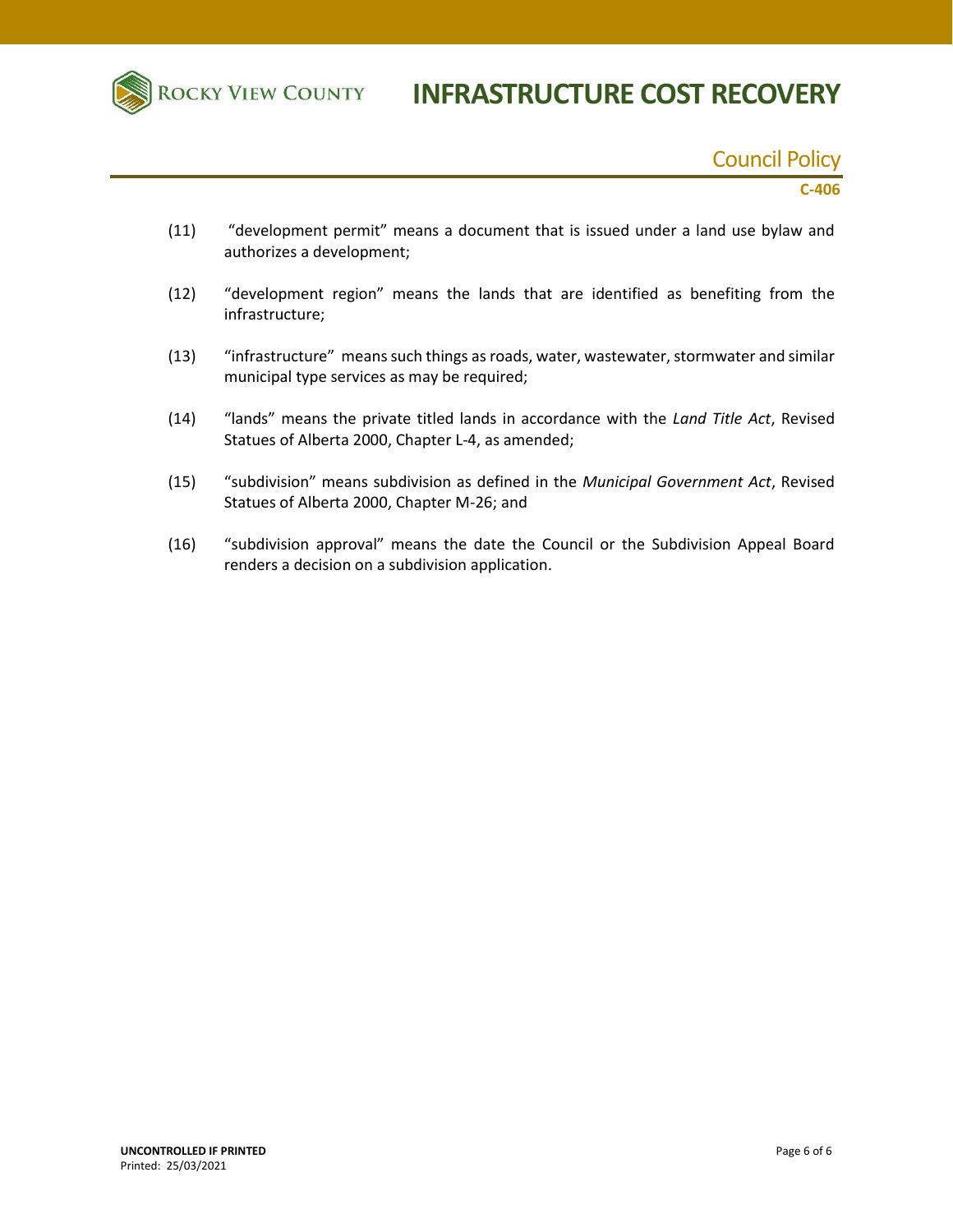(11) "development permit" means a document that is issued under a land use bylaw and authorizes a development;

(12) "development region" means the lands that are identified as benefiting from the infrastructure;

(13) "infrastructure" means such things as roads, water, wastewater, stormwater and similar municipal type services as may be required;

(14) "lands" means the private titled lands in accordance with the *Land Title Act*, Revised Statues of Alberta 2000, Chapter L-4, as amended;

(15) "subdivision" means subdivision as defined in the *Municipal Government Act*, Revised Statues of Alberta 2000, Chapter M-26; and

(16) "subdivision approval" means the date the Council or the Subdivision Appeal Board renders a decision on a subdivision application.